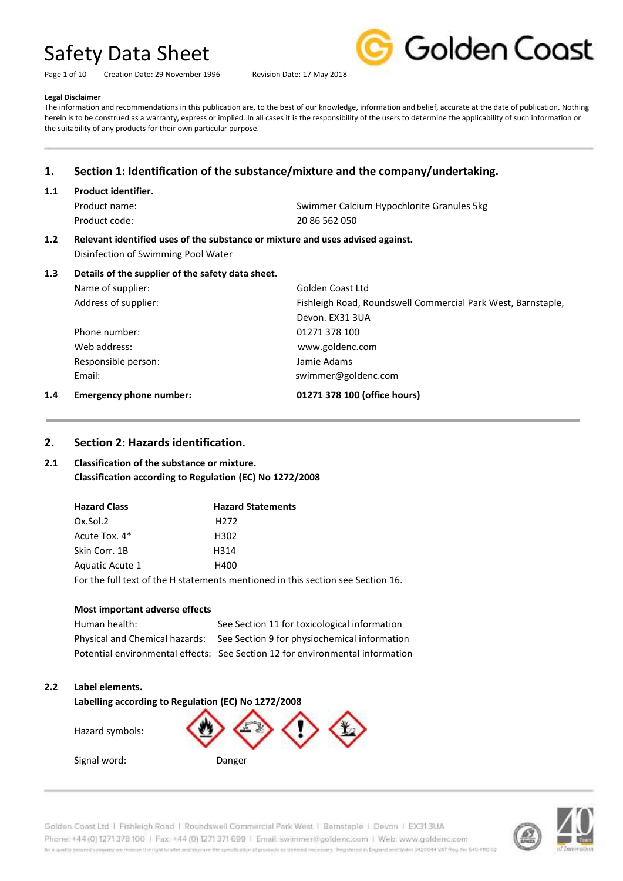# Safety Data Sheet

Creation Date: 29 November 1996 Revision Date: 17 May 2018

**Legal Disclaimer**

The information and recommendations in this publication are, to the best of our knowledge, information and belief, accurate at the date of publication. Nothing herein is to be construed as a warranty, express or implied. In all cases it is the responsibility of the users to determine the applicability of such information or the suitability of any products for their own particular purpose.

## 1. Section 1: Identification of the substance/mixture and the company/undertaking.

### 1.1 Product identifier.

| | |
|---|---|
| Product name: | Swimmer Calcium Hypochlorite Granules 5kg |
| Product code: | 20 86 562 050 |

### 1.2 Relevant identified uses of the substance or mixture and uses advised against.

Disinfection of Swimming Pool Water

### 1.3 Details of the supplier of the safety data sheet.

| | |
|---|---|
| Name of supplier: | Golden Coast Ltd |
| Address of supplier: | Fishleigh Road, Roundswell Commercial Park West, Barnstaple, Devon. EX31 3UA |
| Phone number: | 01271 378 100 |
| Web address: | www.goldenc.com |
| Responsible person: | Jamie Adams |
| Email: | swimmer@goldenc.com |

### 1.4 Emergency phone number: **01271 378 100 (office hours)**

## 2. Section 2: Hazards identification.

### 2.1 Classification of the substance or mixture.

**Classification according to Regulation (EC) No 1272/2008**

| Hazard Class | Hazard Statements |
|---|---|
| Ox.Sol.2 | H272 |
| Acute Tox. 4* | H302 |
| Skin Corr. 1B | H314 |
| Aquatic Acute 1 | H400 |

For the full text of the H statements mentioned in this section see Section 16.

**Most important adverse effects**

| | |
|---|---|
| Human health: | See Section 11 for toxicological information |
| Physical and Chemical hazards: | See Section 9 for physiochemical information |
| Potential environmental effects: | See Section 12 for environmental information |

### 2.2 Label elements.

**Labelling according to Regulation (EC) No 1272/2008**

Hazard symbols:

Signal word: Danger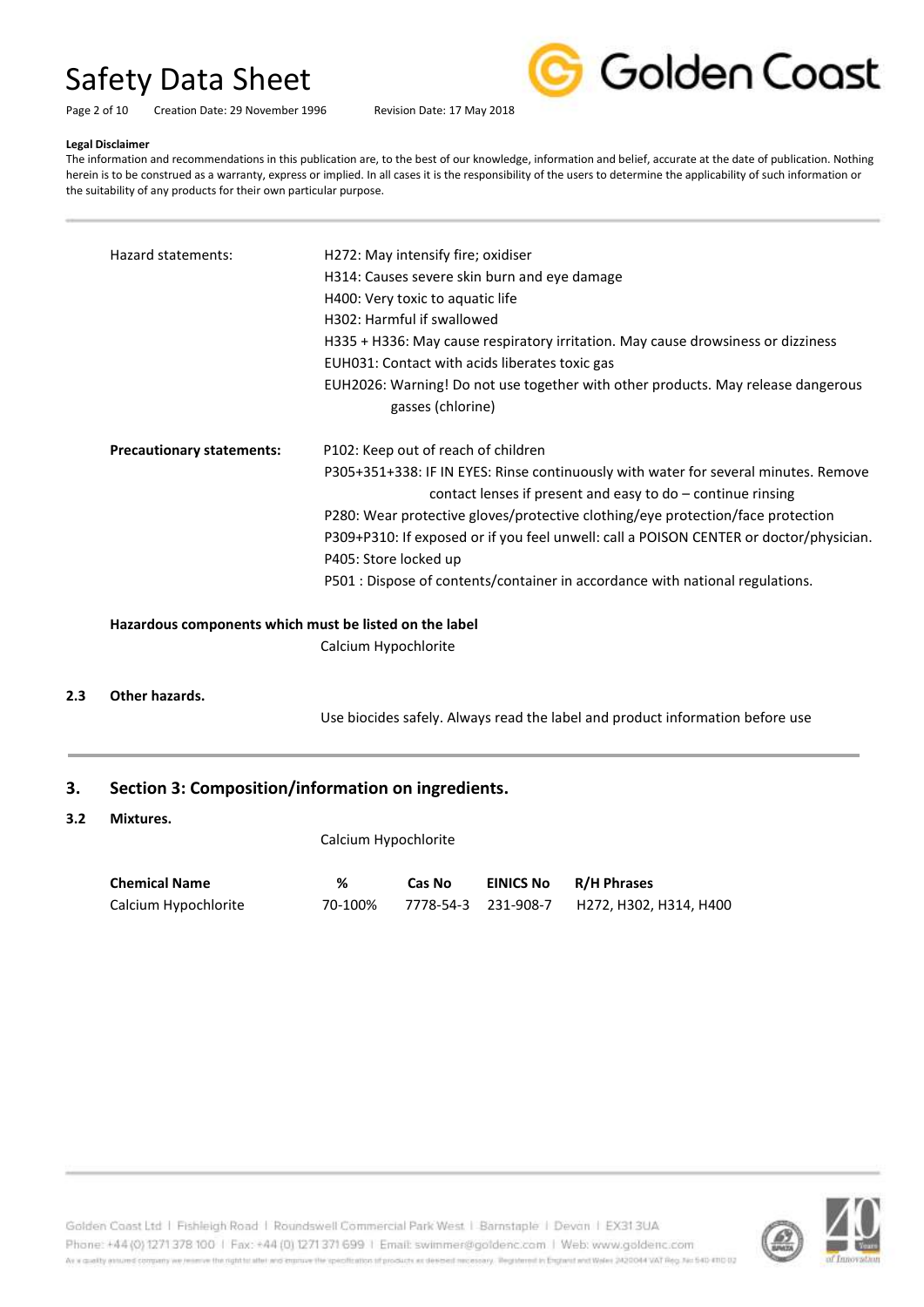**Legal Disclaimer**

The information and recommendations in this publication are, to the best of our knowledge, information and belief, accurate at the date of publication. Nothing herein is to be construed as a warranty, express or implied. In all cases it is the responsibility of the users to determine the applicability of such information or the suitability of any products for their own particular purpose.

---

Hazard statements:
- H272: May intensify fire; oxidiser
- H314: Causes severe skin burn and eye damage
- H400: Very toxic to aquatic life
- H302: Harmful if swallowed
- H335 + H336: May cause respiratory irritation. May cause drowsiness or dizziness
- EUH031: Contact with acids liberates toxic gas
- EUH2026: Warning! Do not use together with other products. May release dangerous gasses (chlorine)

**Precautionary statements:**
- P102: Keep out of reach of children
- P305+351+338: IF IN EYES: Rinse continuously with water for several minutes. Remove contact lenses if present and easy to do – continue rinsing
- P280: Wear protective gloves/protective clothing/eye protection/face protection
- P309+P310: If exposed or if you feel unwell: call a POISON CENTER or doctor/physician.
- P405: Store locked up
- P501 : Dispose of contents/container in accordance with national regulations.

**Hazardous components which must be listed on the label**

Calcium Hypochlorite

**2.3 Other hazards.**

Use biocides safely. Always read the label and product information before use

---

## 3. Section 3: Composition/information on ingredients.

**3.2 Mixtures.**

Calcium Hypochlorite

| Chemical Name | % | Cas No | EINICS No | R/H Phrases |
|---|---|---|---|---|
| Calcium Hypochlorite | 70-100% | 7778-54-3 | 231-908-7 | H272, H302, H314, H400 |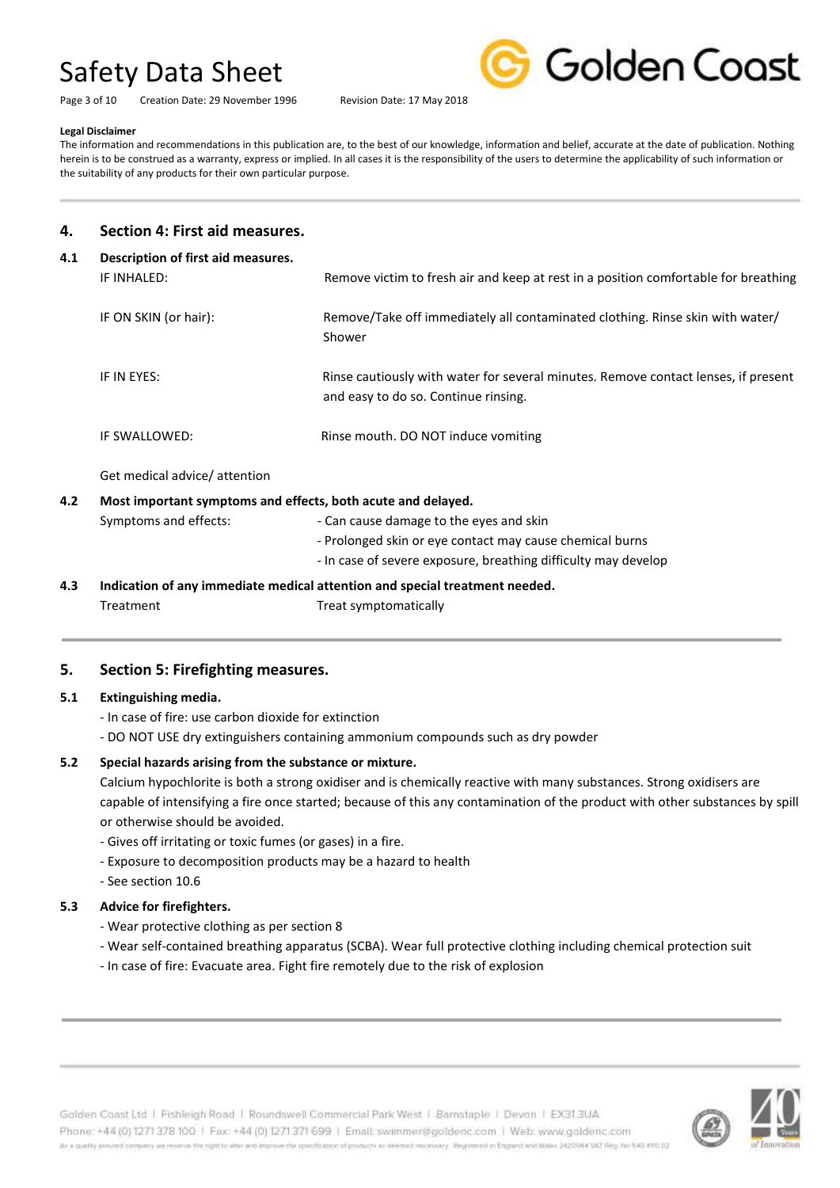**Legal Disclaimer**

The information and recommendations in this publication are, to the best of our knowledge, information and belief, accurate at the date of publication. Nothing herein is to be construed as a warranty, express or implied. In all cases it is the responsibility of the users to determine the applicability of such information or the suitability of any products for their own particular purpose.

## 4. Section 4: First aid measures.

### 4.1 Description of first aid measures.

| | |
|---|---|
| IF INHALED: | Remove victim to fresh air and keep at rest in a position comfortable for breathing |
| IF ON SKIN (or hair): | Remove/Take off immediately all contaminated clothing. Rinse skin with water/ Shower |
| IF IN EYES: | Rinse cautiously with water for several minutes. Remove contact lenses, if present and easy to do so. Continue rinsing. |
| IF SWALLOWED: | Rinse mouth. DO NOT induce vomiting |

Get medical advice/ attention

### 4.2 Most important symptoms and effects, both acute and delayed.

Symptoms and effects:

- Can cause damage to the eyes and skin
- Prolonged skin or eye contact may cause chemical burns
- In case of severe exposure, breathing difficulty may develop

### 4.3 Indication of any immediate medical attention and special treatment needed.

Treatment: Treat symptomatically

## 5. Section 5: Firefighting measures.

### 5.1 Extinguishing media.

- In case of fire: use carbon dioxide for extinction
- DO NOT USE dry extinguishers containing ammonium compounds such as dry powder

### 5.2 Special hazards arising from the substance or mixture.

Calcium hypochlorite is both a strong oxidiser and is chemically reactive with many substances. Strong oxidisers are capable of intensifying a fire once started; because of this any contamination of the product with other substances by spill or otherwise should be avoided.

- Gives off irritating or toxic fumes (or gases) in a fire.
- Exposure to decomposition products may be a hazard to health
- See section 10.6

### 5.3 Advice for firefighters.

- Wear protective clothing as per section 8
- Wear self-contained breathing apparatus (SCBA). Wear full protective clothing including chemical protection suit
- In case of fire: Evacuate area. Fight fire remotely due to the risk of explosion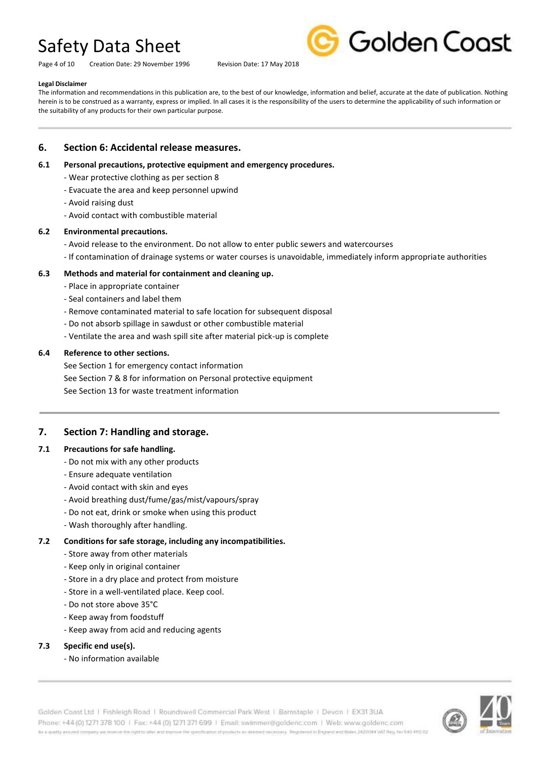**Legal Disclaimer**

The information and recommendations in this publication are, to the best of our knowledge, information and belief, accurate at the date of publication. Nothing herein is to be construed as a warranty, express or implied. In all cases it is the responsibility of the users to determine the applicability of such information or the suitability of any products for their own particular purpose.

## 6. Section 6: Accidental release measures.

### 6.1 Personal precautions, protective equipment and emergency procedures.

- Wear protective clothing as per section 8
- Evacuate the area and keep personnel upwind
- Avoid raising dust
- Avoid contact with combustible material

### 6.2 Environmental precautions.

- Avoid release to the environment. Do not allow to enter public sewers and watercourses
- If contamination of drainage systems or water courses is unavoidable, immediately inform appropriate authorities

### 6.3 Methods and material for containment and cleaning up.

- Place in appropriate container
- Seal containers and label them
- Remove contaminated material to safe location for subsequent disposal
- Do not absorb spillage in sawdust or other combustible material
- Ventilate the area and wash spill site after material pick-up is complete

### 6.4 Reference to other sections.

See Section 1 for emergency contact information

See Section 7 & 8 for information on Personal protective equipment

See Section 13 for waste treatment information

## 7. Section 7: Handling and storage.

### 7.1 Precautions for safe handling.

- Do not mix with any other products
- Ensure adequate ventilation
- Avoid contact with skin and eyes
- Avoid breathing dust/fume/gas/mist/vapours/spray
- Do not eat, drink or smoke when using this product
- Wash thoroughly after handling.

### 7.2 Conditions for safe storage, including any incompatibilities.

- Store away from other materials
- Keep only in original container
- Store in a dry place and protect from moisture
- Store in a well-ventilated place. Keep cool.
- Do not store above 35°C
- Keep away from foodstuff
- Keep away from acid and reducing agents

### 7.3 Specific end use(s).

- No information available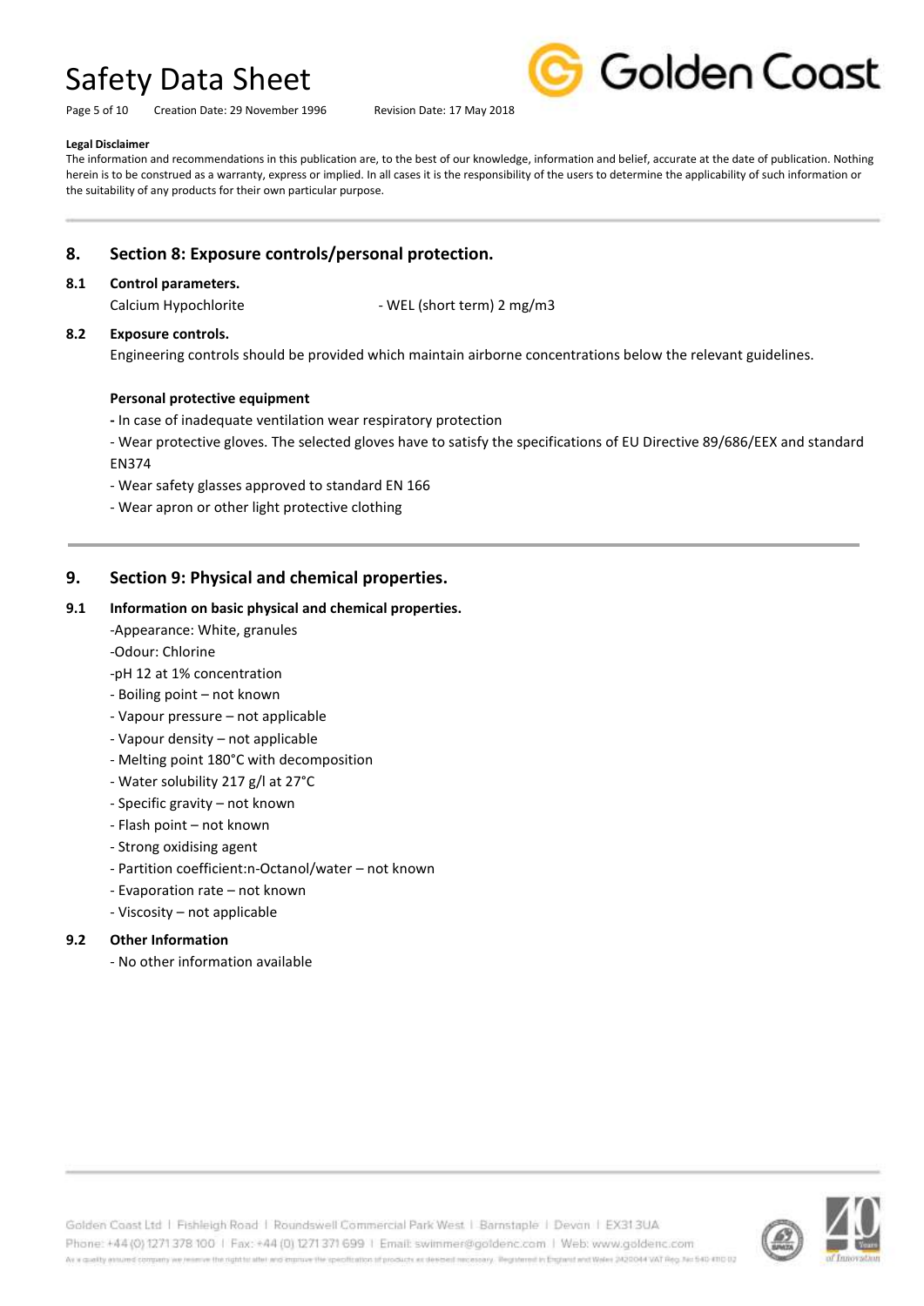**Legal Disclaimer**

The information and recommendations in this publication are, to the best of our knowledge, information and belief, accurate at the date of publication. Nothing herein is to be construed as a warranty, express or implied. In all cases it is the responsibility of the users to determine the applicability of such information or the suitability of any products for their own particular purpose.

## 8. Section 8: Exposure controls/personal protection.

### 8.1 Control parameters.

Calcium Hypochlorite - WEL (short term) 2 mg/m3

### 8.2 Exposure controls.

Engineering controls should be provided which maintain airborne concentrations below the relevant guidelines.

**Personal protective equipment**

- In case of inadequate ventilation wear respiratory protection
- Wear protective gloves. The selected gloves have to satisfy the specifications of EU Directive 89/686/EEX and standard EN374
- Wear safety glasses approved to standard EN 166
- Wear apron or other light protective clothing

## 9. Section 9: Physical and chemical properties.

### 9.1 Information on basic physical and chemical properties.

- Appearance: White, granules
- Odour: Chlorine
- pH 12 at 1% concentration
- Boiling point – not known
- Vapour pressure – not applicable
- Vapour density – not applicable
- Melting point 180°C with decomposition
- Water solubility 217 g/l at 27°C
- Specific gravity – not known
- Flash point – not known
- Strong oxidising agent
- Partition coefficient:n-Octanol/water – not known
- Evaporation rate – not known
- Viscosity – not applicable

### 9.2 Other Information

- No other information available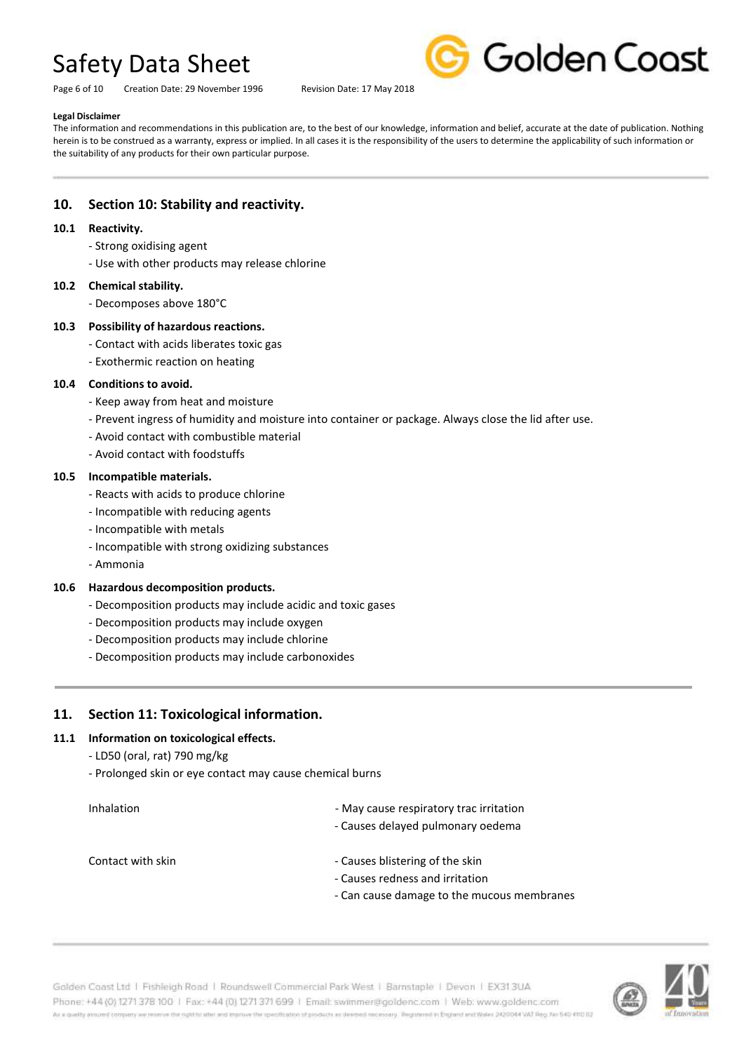**Legal Disclaimer**

The information and recommendations in this publication are, to the best of our knowledge, information and belief, accurate at the date of publication. Nothing herein is to be construed as a warranty, express or implied. In all cases it is the responsibility of the users to determine the applicability of such information or the suitability of any products for their own particular purpose.

## 10. Section 10: Stability and reactivity.

### 10.1 Reactivity.

- Strong oxidising agent
- Use with other products may release chlorine

### 10.2 Chemical stability.

- Decomposes above 180°C

### 10.3 Possibility of hazardous reactions.

- Contact with acids liberates toxic gas
- Exothermic reaction on heating

### 10.4 Conditions to avoid.

- Keep away from heat and moisture
- Prevent ingress of humidity and moisture into container or package. Always close the lid after use.
- Avoid contact with combustible material
- Avoid contact with foodstuffs

### 10.5 Incompatible materials.

- Reacts with acids to produce chlorine
- Incompatible with reducing agents
- Incompatible with metals
- Incompatible with strong oxidizing substances
- Ammonia

### 10.6 Hazardous decomposition products.

- Decomposition products may include acidic and toxic gases
- Decomposition products may include oxygen
- Decomposition products may include chlorine
- Decomposition products may include carbonoxides

## 11. Section 11: Toxicological information.

### 11.1 Information on toxicological effects.

- LD50 (oral, rat) 790 mg/kg
- Prolonged skin or eye contact may cause chemical burns

| | |
|---|---|
| Inhalation | - May cause respiratory trac irritation<br>- Causes delayed pulmonary oedema |
| Contact with skin | - Causes blistering of the skin<br>- Causes redness and irritation<br>- Can cause damage to the mucous membranes |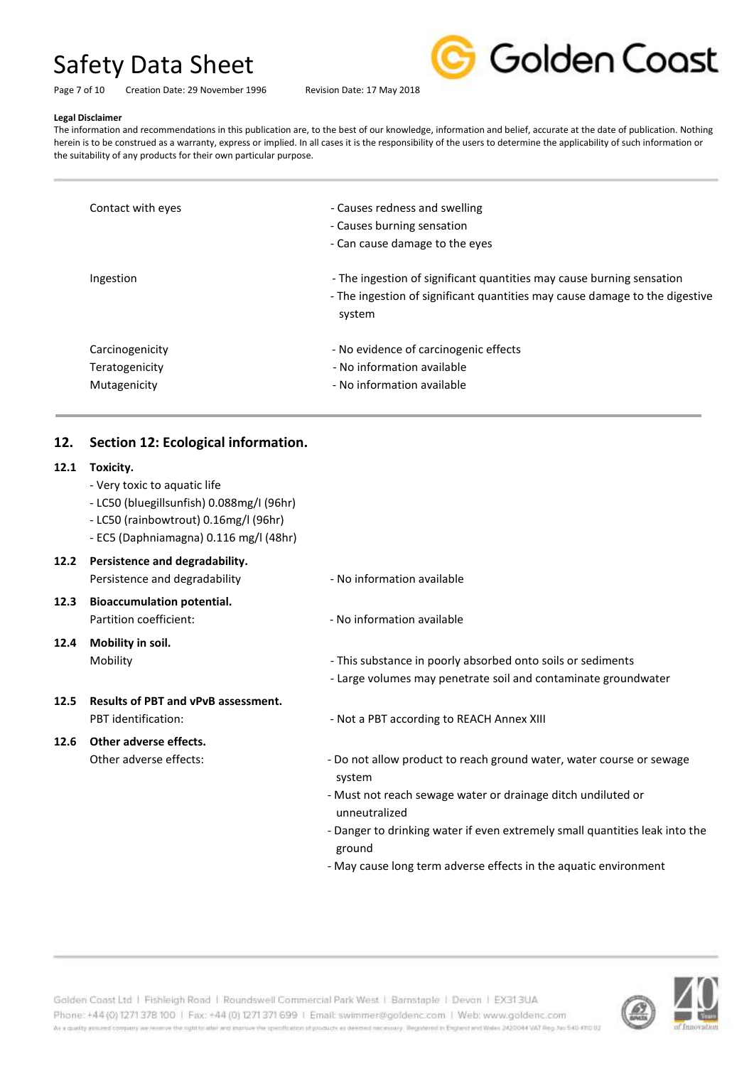**Legal Disclaimer**

The information and recommendations in this publication are, to the best of our knowledge, information and belief, accurate at the date of publication. Nothing herein is to be construed as a warranty, express or implied. In all cases it is the responsibility of the users to determine the applicability of such information or the suitability of any products for their own particular purpose.

| | |
|---|---|
| Contact with eyes | - Causes redness and swelling<br>- Causes burning sensation<br>- Can cause damage to the eyes |
| Ingestion | - The ingestion of significant quantities may cause burning sensation<br>- The ingestion of significant quantities may cause damage to the digestive system |
| Carcinogenicity | - No evidence of carcinogenic effects |
| Teratogenicity | - No information available |
| Mutagenicity | - No information available |

## 12. Section 12: Ecological information.

### 12.1 Toxicity.

- Very toxic to aquatic life
- LC50 (bluegillsunfish) 0.088mg/l (96hr)
- LC50 (rainbowtrout) 0.16mg/l (96hr)
- EC5 (Daphniamagna) 0.116 mg/l (48hr)

### 12.2 Persistence and degradability.

Persistence and degradability — - No information available

### 12.3 Bioaccumulation potential.

Partition coefficient: — - No information available

### 12.4 Mobility in soil.

Mobility
- This substance in poorly absorbed onto soils or sediments
- Large volumes may penetrate soil and contaminate groundwater

### 12.5 Results of PBT and vPvB assessment.

PBT identification: — - Not a PBT according to REACH Annex XIII

### 12.6 Other adverse effects.

Other adverse effects:
- Do not allow product to reach ground water, water course or sewage system
- Must not reach sewage water or drainage ditch undiluted or unneutralized
- Danger to drinking water if even extremely small quantities leak into the ground
- May cause long term adverse effects in the aquatic environment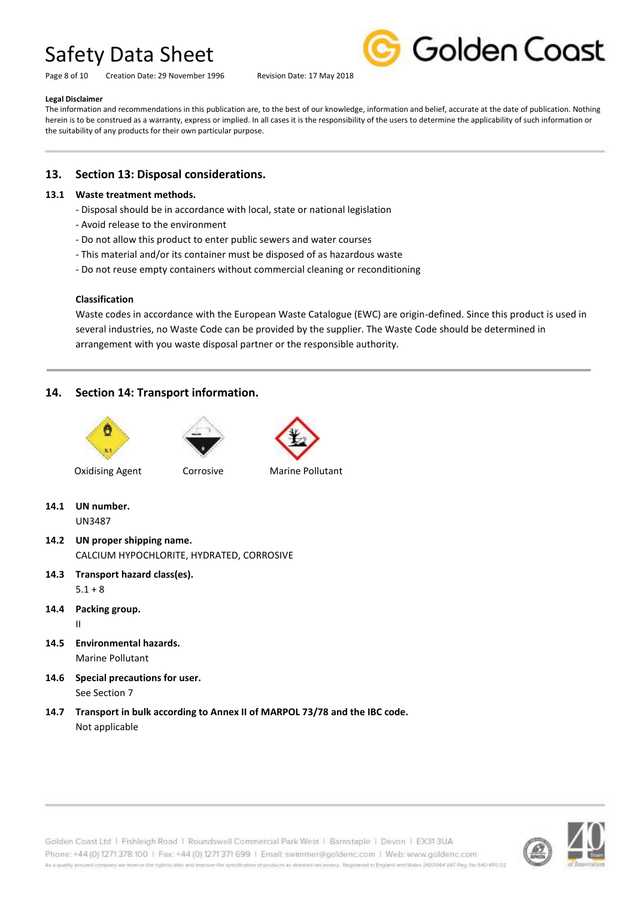**Legal Disclaimer**

The information and recommendations in this publication are, to the best of our knowledge, information and belief, accurate at the date of publication. Nothing herein is to be construed as a warranty, express or implied. In all cases it is the responsibility of the users to determine the applicability of such information or the suitability of any products for their own particular purpose.

## 13. Section 13: Disposal considerations.

### 13.1 Waste treatment methods.

- Disposal should be in accordance with local, state or national legislation
- Avoid release to the environment
- Do not allow this product to enter public sewers and water courses
- This material and/or its container must be disposed of as hazardous waste
- Do not reuse empty containers without commercial cleaning or reconditioning

**Classification**

Waste codes in accordance with the European Waste Catalogue (EWC) are origin-defined. Since this product is used in several industries, no Waste Code can be provided by the supplier. The Waste Code should be determined in arrangement with you waste disposal partner or the responsible authority.

## 14. Section 14: Transport information.

Oxidising Agent | Corrosive | Marine Pollutant

### 14.1 UN number.

UN3487

### 14.2 UN proper shipping name.

CALCIUM HYPOCHLORITE, HYDRATED, CORROSIVE

### 14.3 Transport hazard class(es).

5.1 + 8

### 14.4 Packing group.

II

### 14.5 Environmental hazards.

Marine Pollutant

### 14.6 Special precautions for user.

See Section 7

### 14.7 Transport in bulk according to Annex II of MARPOL 73/78 and the IBC code.

Not applicable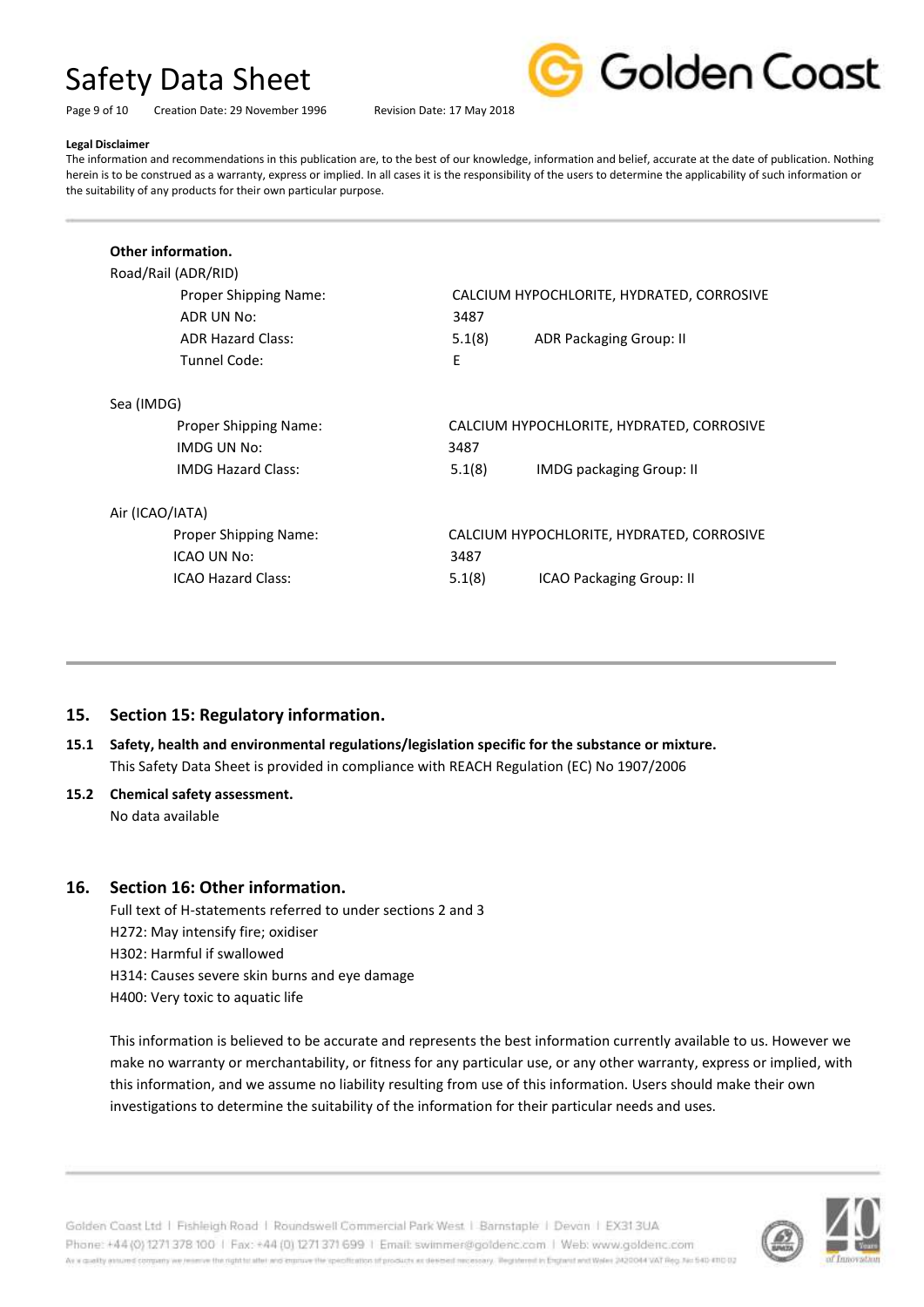**Legal Disclaimer**

The information and recommendations in this publication are, to the best of our knowledge, information and belief, accurate at the date of publication. Nothing herein is to be construed as a warranty, express or implied. In all cases it is the responsibility of the users to determine the applicability of such information or the suitability of any products for their own particular purpose.

**Other information.**

Road/Rail (ADR/RID)

| | | |
|---|---|---|
| Proper Shipping Name: | CALCIUM HYPOCHLORITE, HYDRATED, CORROSIVE | |
| ADR UN No: | 3487 | |
| ADR Hazard Class: | 5.1(8) | ADR Packaging Group: II |
| Tunnel Code: | E | |

Sea (IMDG)

| | | |
|---|---|---|
| Proper Shipping Name: | CALCIUM HYPOCHLORITE, HYDRATED, CORROSIVE | |
| IMDG UN No: | 3487 | |
| IMDG Hazard Class: | 5.1(8) | IMDG packaging Group: II |

Air (ICAO/IATA)

| | | |
|---|---|---|
| Proper Shipping Name: | CALCIUM HYPOCHLORITE, HYDRATED, CORROSIVE | |
| ICAO UN No: | 3487 | |
| ICAO Hazard Class: | 5.1(8) | ICAO Packaging Group: II |

## 15. Section 15: Regulatory information.

**15.1 Safety, health and environmental regulations/legislation specific for the substance or mixture.**

This Safety Data Sheet is provided in compliance with REACH Regulation (EC) No 1907/2006

**15.2 Chemical safety assessment.**

No data available

## 16. Section 16: Other information.

Full text of H-statements referred to under sections 2 and 3

H272: May intensify fire; oxidiser

H302: Harmful if swallowed

H314: Causes severe skin burns and eye damage

H400: Very toxic to aquatic life

This information is believed to be accurate and represents the best information currently available to us. However we make no warranty or merchantability, or fitness for any particular use, or any other warranty, express or implied, with this information, and we assume no liability resulting from use of this information. Users should make their own investigations to determine the suitability of the information for their particular needs and uses.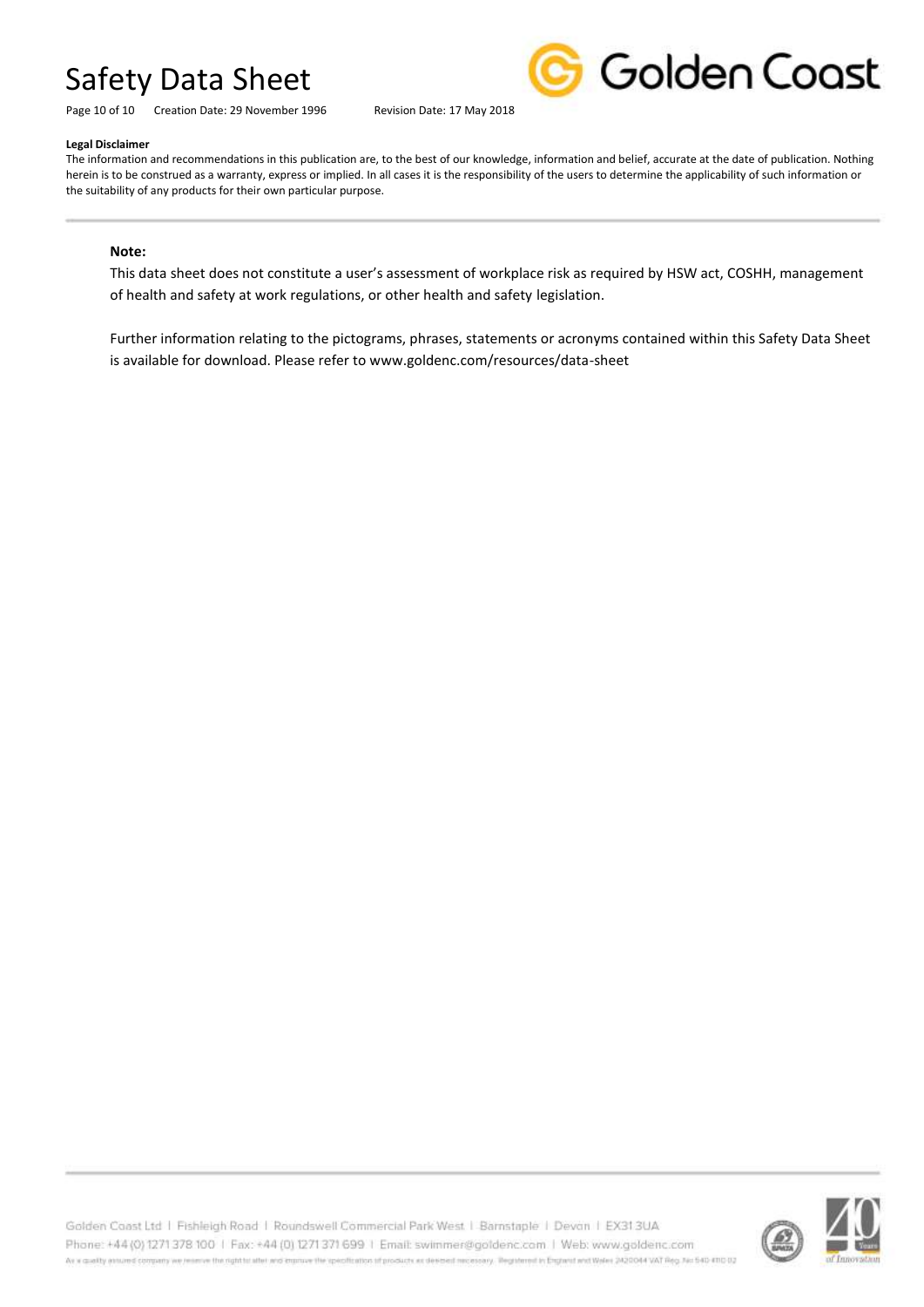**Legal Disclaimer**

The information and recommendations in this publication are, to the best of our knowledge, information and belief, accurate at the date of publication. Nothing herein is to be construed as a warranty, express or implied. In all cases it is the responsibility of the users to determine the applicability of such information or the suitability of any products for their own particular purpose.

**Note:**

This data sheet does not constitute a user's assessment of workplace risk as required by HSW act, COSHH, management of health and safety at work regulations, or other health and safety legislation.

Further information relating to the pictograms, phrases, statements or acronyms contained within this Safety Data Sheet is available for download. Please refer to www.goldenc.com/resources/data-sheet